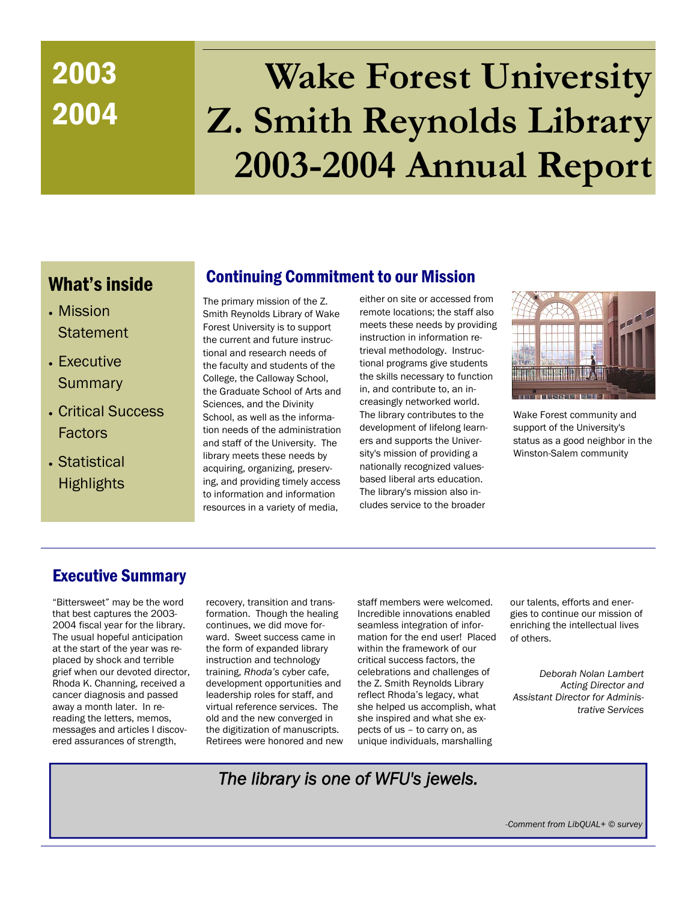2003
2004

# Wake Forest University Z. Smith Reynolds Library 2003-2004 Annual Report

## What's inside

- Mission Statement
- Executive Summary
- Critical Success Factors
- Statistical Highlights

## Continuing Commitment to our Mission

The primary mission of the Z. Smith Reynolds Library of Wake Forest University is to support the current and future instructional and research needs of the faculty and students of the College, the Calloway School, the Graduate School of Arts and Sciences, and the Divinity School, as well as the information needs of the administration and staff of the University. The library meets these needs by acquiring, organizing, preserving, and providing timely access to information and information resources in a variety of media, either on site or accessed from remote locations; the staff also meets these needs by providing instruction in information retrieval methodology. Instructional programs give students the skills necessary to function in, and contribute to, an increasingly networked world. The library contributes to the development of lifelong learners and supports the University's mission of providing a nationally recognized values-based liberal arts education. The library's mission also includes service to the broader Wake Forest community and support of the University's status as a good neighbor in the Winston-Salem community

## Executive Summary

"Bittersweet" may be the word that best captures the 2003-2004 fiscal year for the library. The usual hopeful anticipation at the start of the year was replaced by shock and terrible grief when our devoted director, Rhoda K. Channing, received a cancer diagnosis and passed away a month later. In re-reading the letters, memos, messages and articles I discovered assurances of strength, recovery, transition and transformation. Though the healing continues, we did move forward. Sweet success came in the form of expanded library instruction and technology training, *Rhoda's* cyber cafe, development opportunities and leadership roles for staff, and virtual reference services. The old and the new converged in the digitization of manuscripts. Retirees were honored and new staff members were welcomed. Incredible innovations enabled seamless integration of information for the end user! Placed within the framework of our critical success factors, the celebrations and challenges of the Z. Smith Reynolds Library reflect Rhoda's legacy, what she helped us accomplish, what she inspired and what she expects of us – to carry on, as unique individuals, marshalling our talents, efforts and energies to continue our mission of enriching the intellectual lives of others.

*Deborah Nolan Lambert*
*Acting Director and Assistant Director for Administrative Services*

> *The library is one of WFU's jewels.*
>
> *-Comment from LibQUAL+ © survey*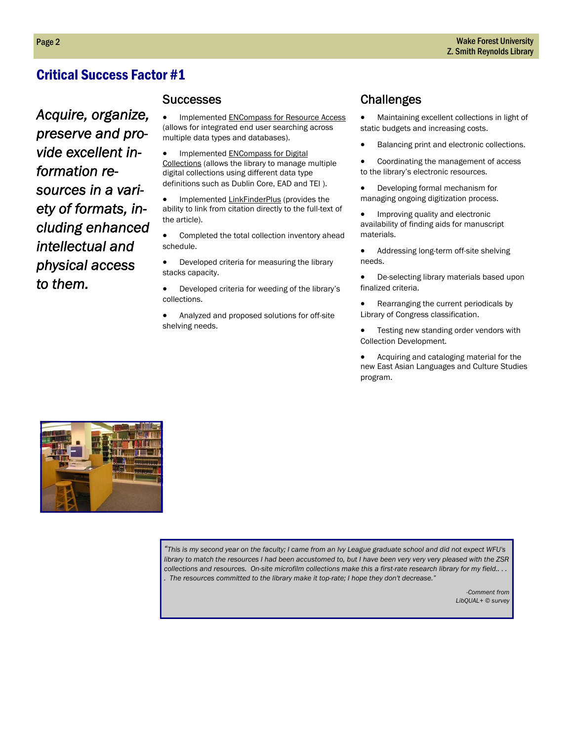## Critical Success Factor #1

*Acquire, organize, preserve and provide excellent information resources in a variety of formats, including enhanced intellectual and physical access to them.*

### Successes

- Implemented ENCompass for Resource Access (allows for integrated end user searching across multiple data types and databases).
- Implemented ENCompass for Digital Collections (allows the library to manage multiple digital collections using different data type definitions such as Dublin Core, EAD and TEI ).
- Implemented LinkFinderPlus (provides the ability to link from citation directly to the full-text of the article).
- Completed the total collection inventory ahead schedule.
- Developed criteria for measuring the library stacks capacity.
- Developed criteria for weeding of the library's collections.
- Analyzed and proposed solutions for off-site shelving needs.

### Challenges

- Maintaining excellent collections in light of static budgets and increasing costs.
- Balancing print and electronic collections.
- Coordinating the management of access to the library's electronic resources.
- Developing formal mechanism for managing ongoing digitization process.
- Improving quality and electronic availability of finding aids for manuscript materials.
- Addressing long-term off-site shelving needs.
- De-selecting library materials based upon finalized criteria.
- Rearranging the current periodicals by Library of Congress classification.
- Testing new standing order vendors with Collection Development.
- Acquiring and cataloging material for the new East Asian Languages and Culture Studies program.

> *"This is my second year on the faculty; I came from an Ivy League graduate school and did not expect WFU's library to match the resources I had been accustomed to, but I have been very very very pleased with the ZSR collections and resources. On-site microfilm collections make this a first-rate research library for my field.. . . . The resources committed to the library make it top-rate; I hope they don't decrease."*
>
> *-Comment from LibQUAL+ © survey*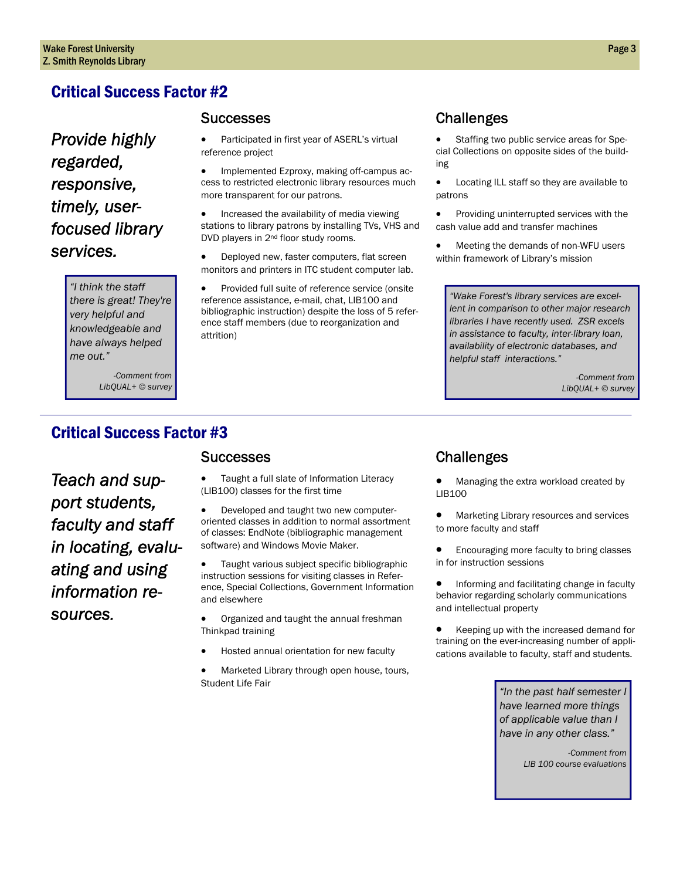## Critical Success Factor #2

*Provide highly regarded, responsive, timely, user-focused library services.*

> *"I think the staff there is great! They're very helpful and knowledgeable and have always helped me out."*
>
> *-Comment from LibQUAL+ © survey*

### Successes

- Participated in first year of ASERL's virtual reference project
- Implemented Ezproxy, making off-campus access to restricted electronic library resources much more transparent for our patrons.
- Increased the availability of media viewing stations to library patrons by installing TVs, VHS and DVD players in 2nd floor study rooms.
- Deployed new, faster computers, flat screen monitors and printers in ITC student computer lab.
- Provided full suite of reference service (onsite reference assistance, e-mail, chat, LIB100 and bibliographic instruction) despite the loss of 5 reference staff members (due to reorganization and attrition)

### Challenges

- Staffing two public service areas for Special Collections on opposite sides of the building
- Locating ILL staff so they are available to patrons
- Providing uninterrupted services with the cash value add and transfer machines
- Meeting the demands of non-WFU users within framework of Library's mission

> *"Wake Forest's library services are excellent in comparison to other major research libraries I have recently used. ZSR excels in assistance to faculty, inter-library loan, availability of electronic databases, and helpful staff interactions."*
>
> *-Comment from LibQUAL+ © survey*

---

## Critical Success Factor #3

*Teach and support students, faculty and staff in locating, evaluating and using information resources.*

### Successes

- Taught a full slate of Information Literacy (LIB100) classes for the first time
- Developed and taught two new computer-oriented classes in addition to normal assortment of classes: EndNote (bibliographic management software) and Windows Movie Maker.
- Taught various subject specific bibliographic instruction sessions for visiting classes in Reference, Special Collections, Government Information and elsewhere
- Organized and taught the annual freshman Thinkpad training
- Hosted annual orientation for new faculty
- Marketed Library through open house, tours, Student Life Fair

### Challenges

- Managing the extra workload created by LIB100
- Marketing Library resources and services to more faculty and staff
- Encouraging more faculty to bring classes in for instruction sessions
- Informing and facilitating change in faculty behavior regarding scholarly communications and intellectual property
- Keeping up with the increased demand for training on the ever-increasing number of applications available to faculty, staff and students.

> *"In the past half semester I have learned more things of applicable value than I have in any other class."*
>
> *-Comment from LIB 100 course evaluations*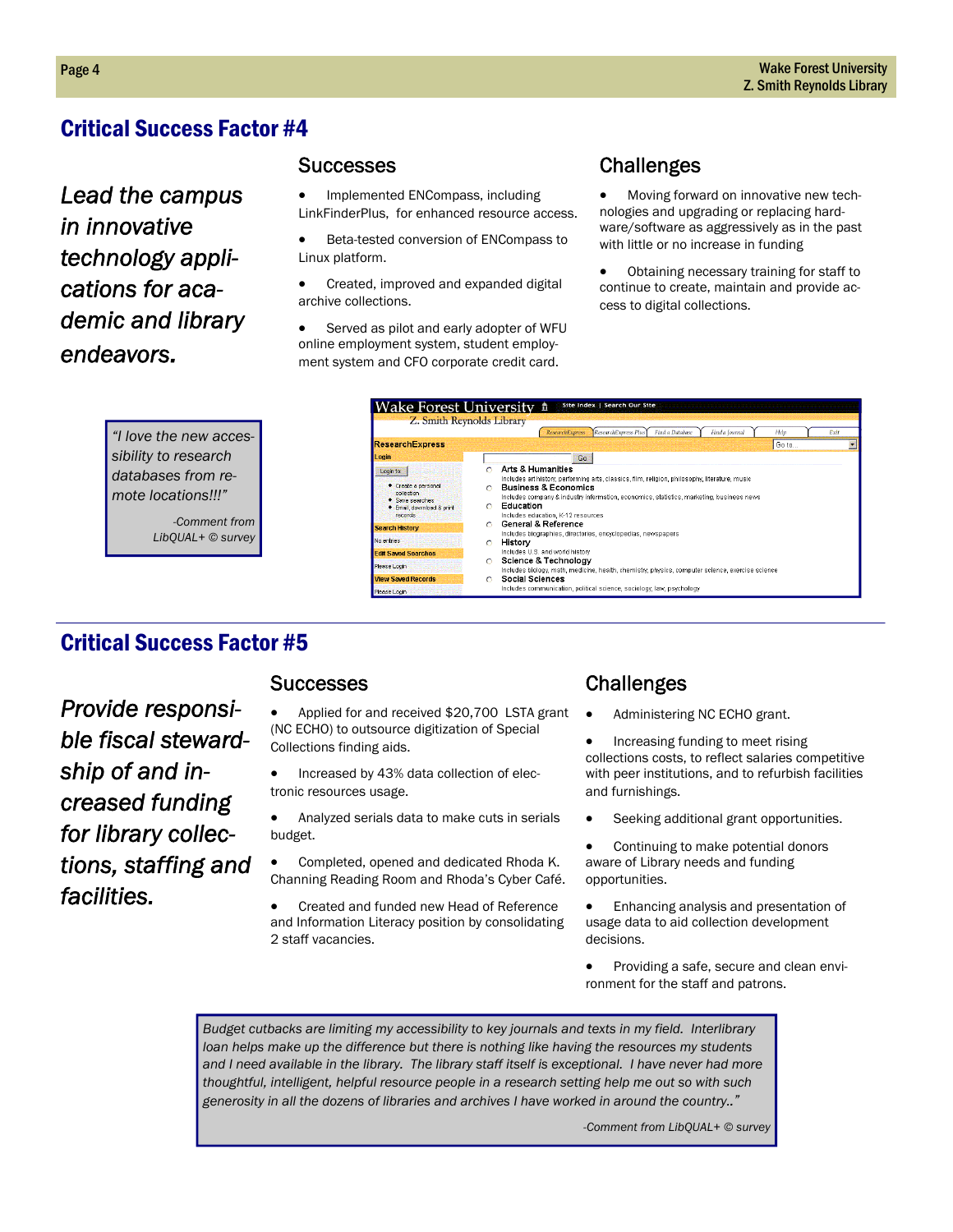## Critical Success Factor #4

*Lead the campus in innovative technology applications for academic and library endeavors.*

### Successes

- Implemented ENCompass, including LinkFinderPlus, for enhanced resource access.
- Beta-tested conversion of ENCompass to Linux platform.
- Created, improved and expanded digital archive collections.
- Served as pilot and early adopter of WFU online employment system, student employment system and CFO corporate credit card.

### Challenges

- Moving forward on innovative new technologies and upgrading or replacing hardware/software as aggressively as in the past with little or no increase in funding
- Obtaining necessary training for staff to continue to create, maintain and provide access to digital collections.

> *"I love the new accessibility to research databases from remote locations!!!"*
>
> *-Comment from LibQUAL+ © survey*

## Critical Success Factor #5

*Provide responsible fiscal stewardship of and increased funding for library collections, staffing and facilities.*

### Successes

- Applied for and received $20,700 LSTA grant (NC ECHO) to outsource digitization of Special Collections finding aids.
- Increased by 43% data collection of electronic resources usage.
- Analyzed serials data to make cuts in serials budget.
- Completed, opened and dedicated Rhoda K. Channing Reading Room and Rhoda's Cyber Café.
- Created and funded new Head of Reference and Information Literacy position by consolidating 2 staff vacancies.

### Challenges

- Administering NC ECHO grant.
- Increasing funding to meet rising collections costs, to reflect salaries competitive with peer institutions, and to refurbish facilities and furnishings.
- Seeking additional grant opportunities.
- Continuing to make potential donors aware of Library needs and funding opportunities.
- Enhancing analysis and presentation of usage data to aid collection development decisions.
- Providing a safe, secure and clean environment for the staff and patrons.

> *Budget cutbacks are limiting my accessibility to key journals and texts in my field. Interlibrary loan helps make up the difference but there is nothing like having the resources my students and I need available in the library. The library staff itself is exceptional. I have never had more thoughtful, intelligent, helpful resource people in a research setting help me out so with such generosity in all the dozens of libraries and archives I have worked in around the country.."*
>
> *-Comment from LibQUAL+ © survey*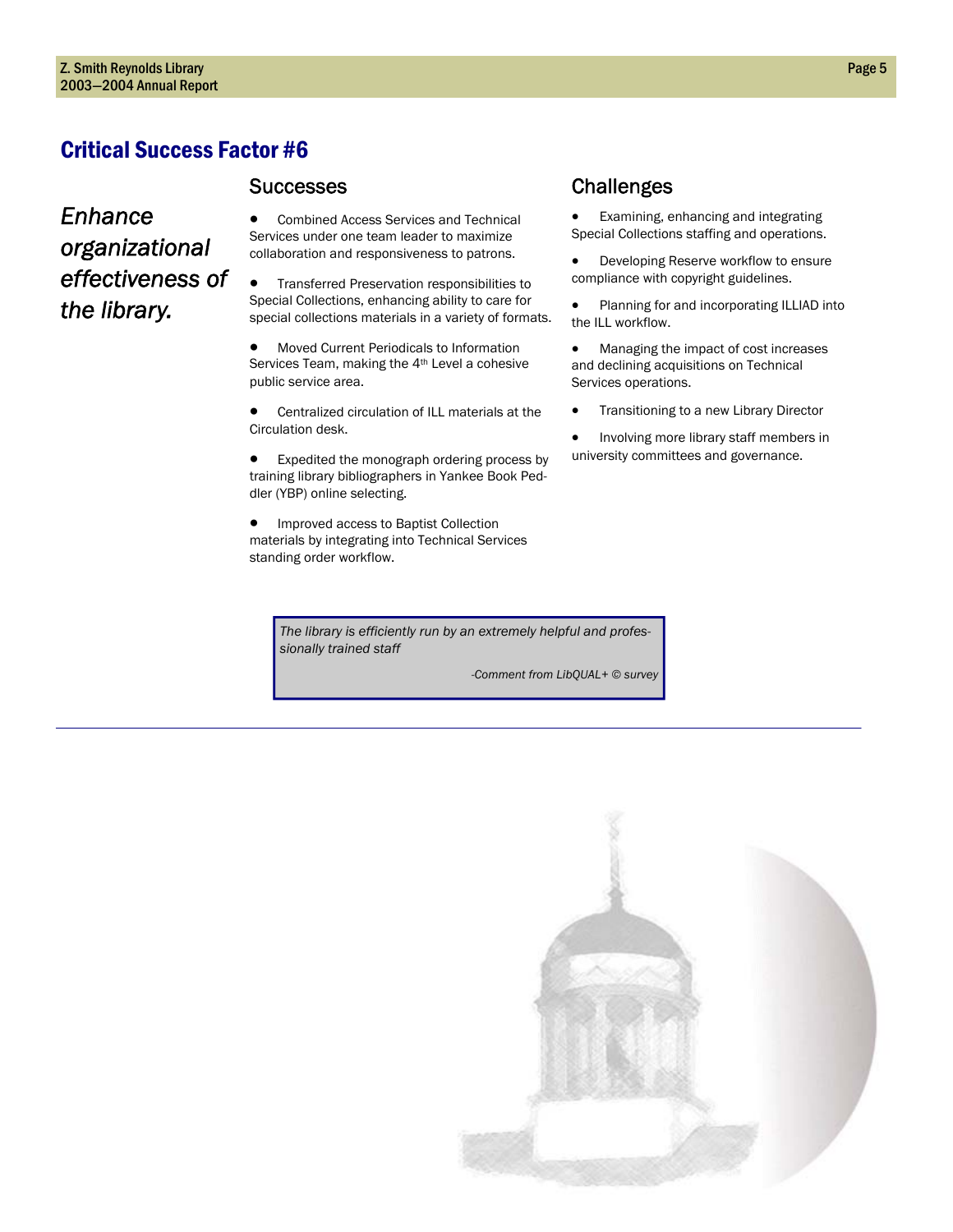## Critical Success Factor #6

*Enhance organizational effectiveness of the library.*

### Successes

- Combined Access Services and Technical Services under one team leader to maximize collaboration and responsiveness to patrons.
- Transferred Preservation responsibilities to Special Collections, enhancing ability to care for special collections materials in a variety of formats.
- Moved Current Periodicals to Information Services Team, making the 4th Level a cohesive public service area.
- Centralized circulation of ILL materials at the Circulation desk.
- Expedited the monograph ordering process by training library bibliographers in Yankee Book Peddler (YBP) online selecting.
- Improved access to Baptist Collection materials by integrating into Technical Services standing order workflow.

### Challenges

- Examining, enhancing and integrating Special Collections staffing and operations.
- Developing Reserve workflow to ensure compliance with copyright guidelines.
- Planning for and incorporating ILLIAD into the ILL workflow.
- Managing the impact of cost increases and declining acquisitions on Technical Services operations.
- Transitioning to a new Library Director
- Involving more library staff members in university committees and governance.

> *The library is efficiently run by an extremely helpful and professionally trained staff*
>
> *-Comment from LibQUAL+ © survey*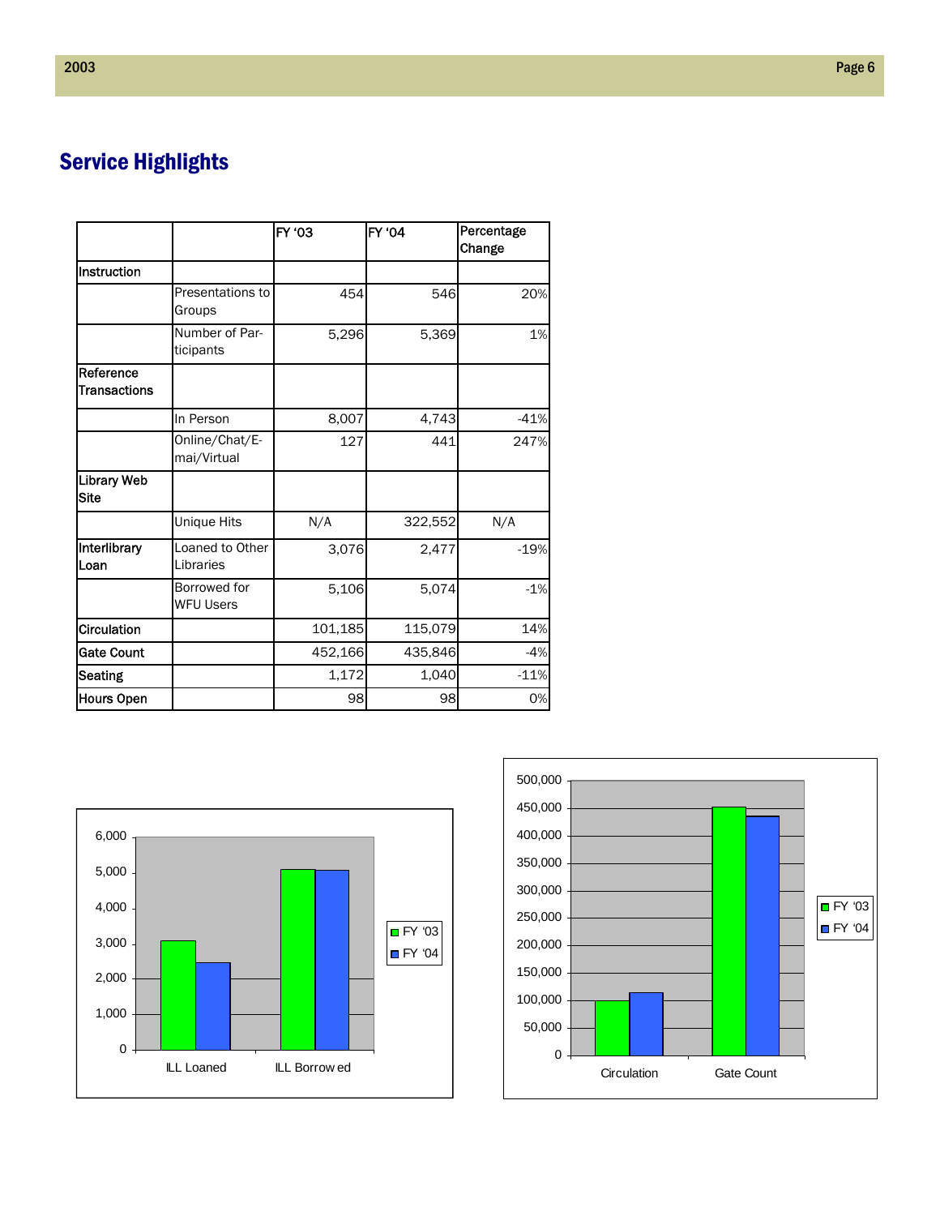## Service Highlights

| | | FY '03 | FY '04 | Percentage Change |
|---|---|---|---|---|
| Instruction | | | | |
| | Presentations to Groups | 454 | 546 | 20% |
| | Number of Participants | 5,296 | 5,369 | 1% |
| Reference Transactions | | | | |
| | In Person | 8,007 | 4,743 | -41% |
| | Online/Chat/E-mai/Virtual | 127 | 441 | 247% |
| Library Web Site | | | | |
| | Unique Hits | N/A | 322,552 | N/A |
| Interlibrary Loan | Loaned to Other Libraries | 3,076 | 2,477 | -19% |
| | Borrowed for WFU Users | 5,106 | 5,074 | -1% |
| Circulation | | 101,185 | 115,079 | 14% |
| Gate Count | | 452,166 | 435,846 | -4% |
| Seating | | 1,172 | 1,040 | -11% |
| Hours Open | | 98 | 98 | 0% |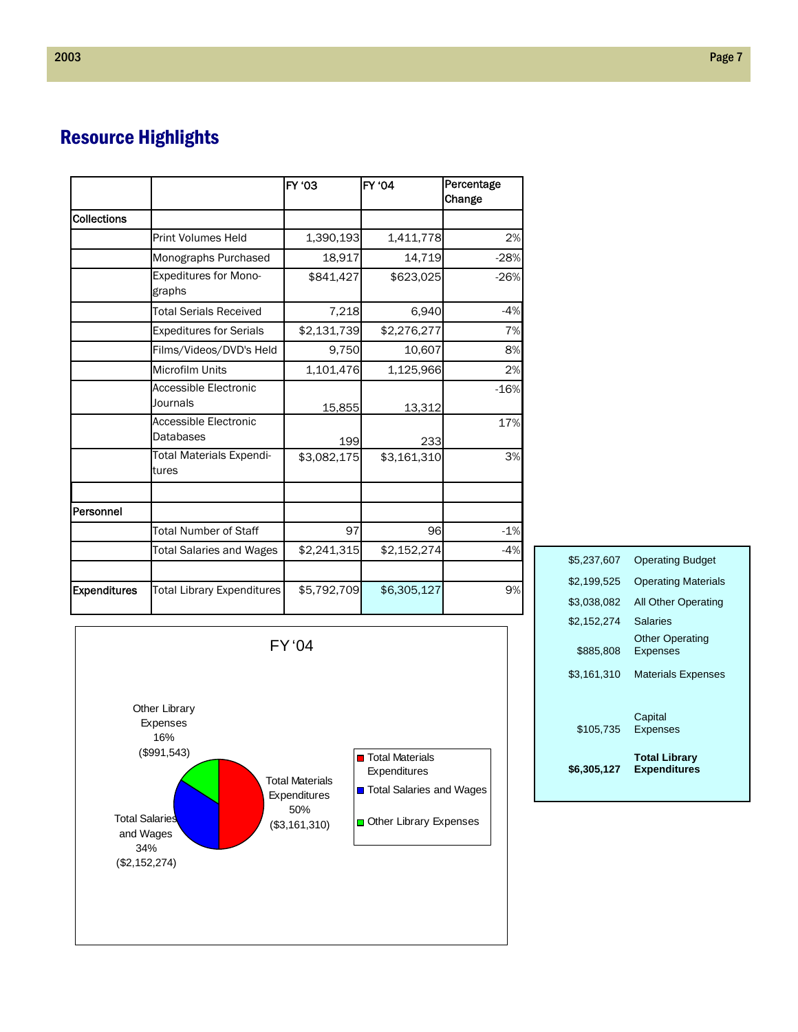## Resource Highlights

| | | FY '03 | FY '04 | Percentage Change |
|---|---|---|---|---|
| Collections | | | | |
| | Print Volumes Held | 1,390,193 | 1,411,778 | 2% |
| | Monographs Purchased | 18,917 | 14,719 | -28% |
| | Expeditures for Mono-graphs | $841,427 | $623,025 | -26% |
| | Total Serials Received | 7,218 | 6,940 | -4% |
| | Expeditures for Serials | $2,131,739 | $2,276,277 | 7% |
| | Films/Videos/DVD's Held | 9,750 | 10,607 | 8% |
| | Microfilm Units | 1,101,476 | 1,125,966 | 2% |
| | Accessible Electronic Journals | 15,855 | 13,312 | -16% |
| | Accessible Electronic Databases | 199 | 233 | 17% |
| | Total Materials Expendi-tures | $3,082,175 | $3,161,310 | 3% |
| | | | | |
| Personnel | | | | |
| | Total Number of Staff | 97 | 96 | -1% |
| | Total Salaries and Wages | $2,241,315 | $2,152,274 | -4% |
| | | | | |
| Expenditures | Total Library Expenditures | $5,792,709 | $6,305,127 | 9% |

FY '04

- Total Materials Expenditures 50% ($3,161,310)
- Total Salaries and Wages 34% ($2,152,274)
- Other Library Expenses 16% ($991,543)

| | |
|---|---|
| $5,237,607 | Operating Budget |
| $2,199,525 | Operating Materials |
| $3,038,082 | All Other Operating |
| $2,152,274 | Salaries |
| $885,808 | Other Operating Expenses |
| $3,161,310 | Materials Expenses |
| $105,735 | Capital Expenses |
| **$6,305,127** | **Total Library Expenditures** |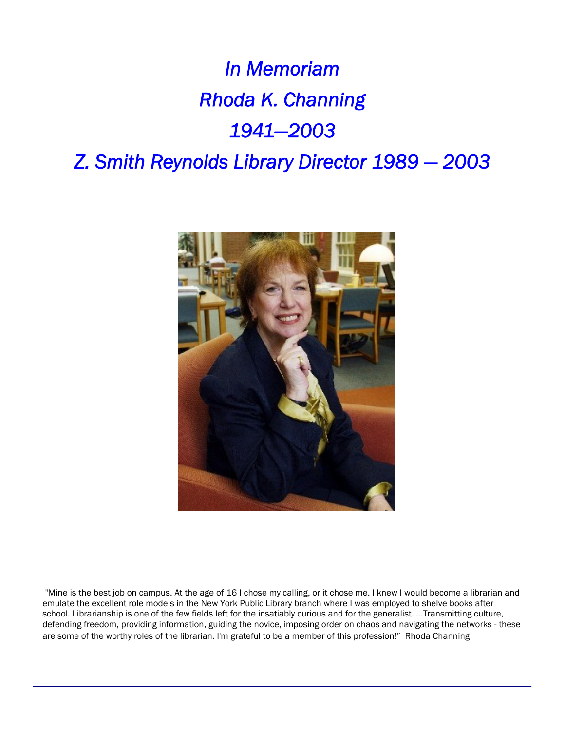# *In Memoriam*

# *Rhoda K. Channing*

# *1941—2003*

# *Z. Smith Reynolds Library Director 1989 — 2003*

"Mine is the best job on campus. At the age of 16 I chose my calling, or it chose me. I knew I would become a librarian and emulate the excellent role models in the New York Public Library branch where I was employed to shelve books after school. Librarianship is one of the few fields left for the insatiably curious and for the generalist. ...Transmitting culture, defending freedom, providing information, guiding the novice, imposing order on chaos and navigating the networks - these are some of the worthy roles of the librarian. I'm grateful to be a member of this profession!" Rhoda Channing